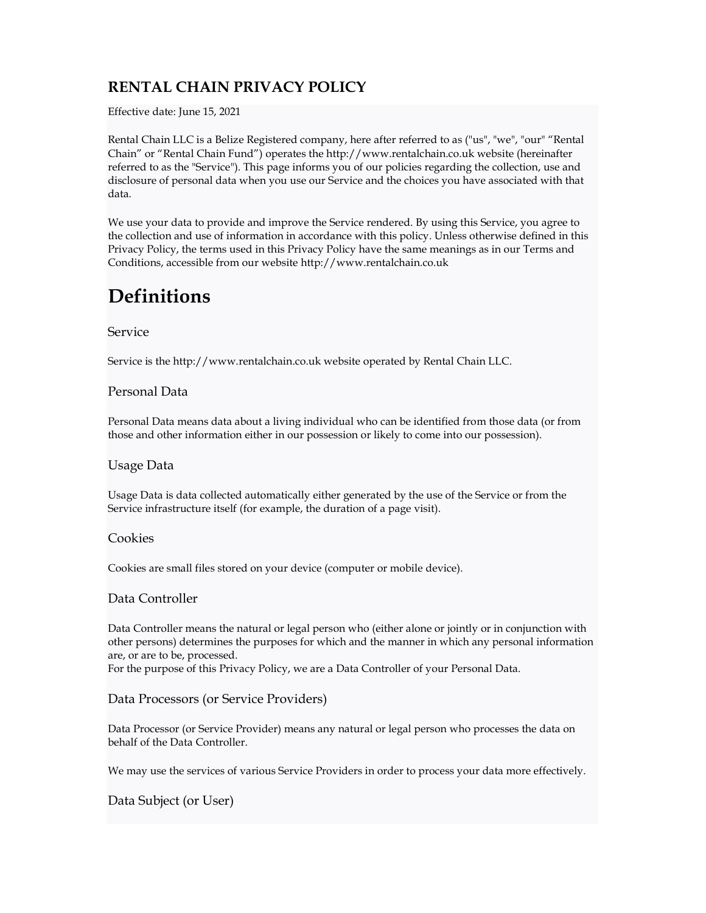# RENTAL CHAIN PRIVACY POLICY

Effective date: June 15, 2021

Rental Chain LLC is a Belize Registered company, here after referred to as ("us", "we", "our" "Rental Chain" or "Rental Chain Fund") operates the http://www.rentalchain.co.uk website (hereinafter referred to as the "Service"). This page informs you of our policies regarding the collection, use and disclosure of personal data when you use our Service and the choices you have associated with that data.

We use your data to provide and improve the Service rendered. By using this Service, you agree to the collection and use of information in accordance with this policy. Unless otherwise defined in this Privacy Policy, the terms used in this Privacy Policy have the same meanings as in our Terms and Conditions, accessible from our website http://www.rentalchain.co.uk

# Definitions

## Service

Service is the http://www.rentalchain.co.uk website operated by Rental Chain LLC.

## Personal Data

Personal Data means data about a living individual who can be identified from those data (or from those and other information either in our possession or likely to come into our possession).

## Usage Data

Usage Data is data collected automatically either generated by the use of the Service or from the Service infrastructure itself (for example, the duration of a page visit).

## Cookies

Cookies are small files stored on your device (computer or mobile device).

## Data Controller

Data Controller means the natural or legal person who (either alone or jointly or in conjunction with other persons) determines the purposes for which and the manner in which any personal information are, or are to be, processed.
For the purpose of this Privacy Policy, we are a Data Controller of your Personal Data.

## Data Processors (or Service Providers)

Data Processor (or Service Provider) means any natural or legal person who processes the data on behalf of the Data Controller.

We may use the services of various Service Providers in order to process your data more effectively.

## Data Subject (or User)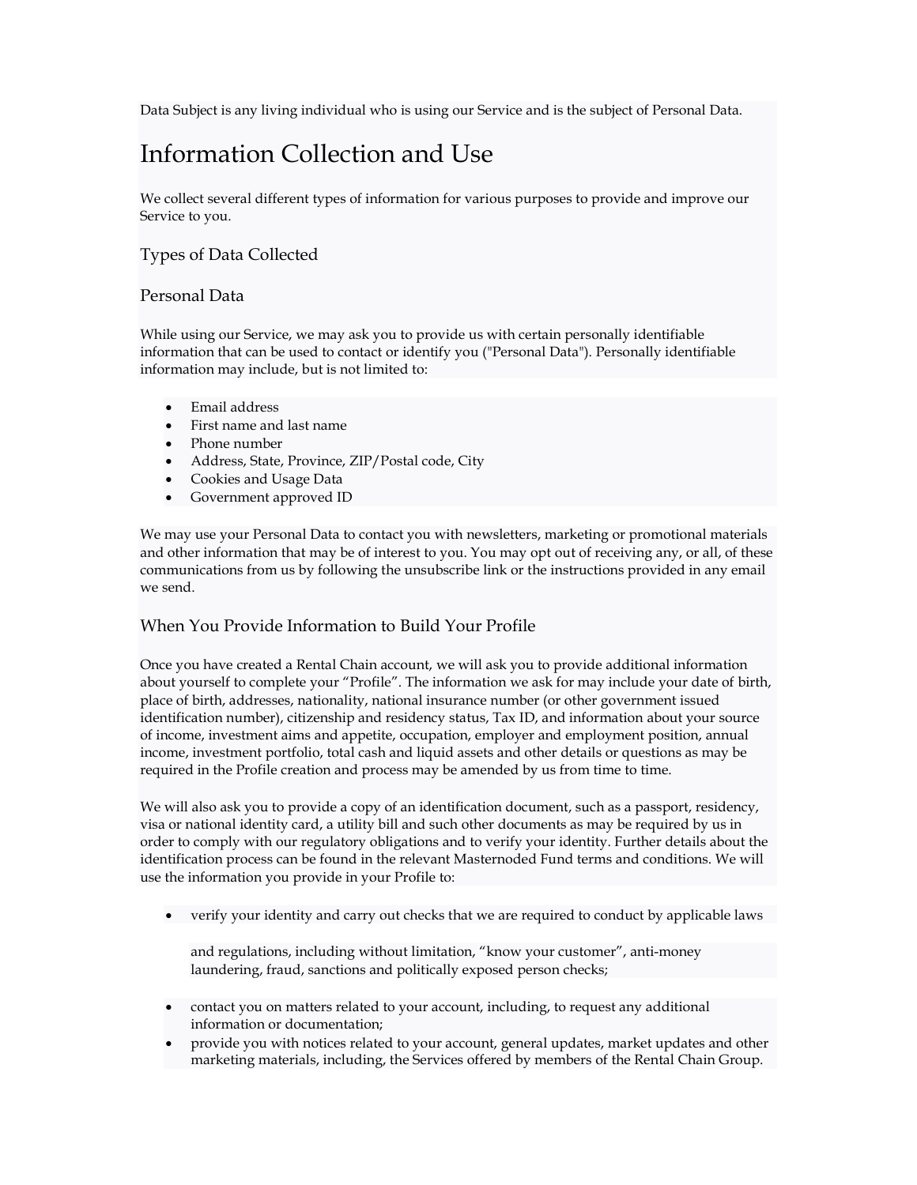Data Subject is any living individual who is using our Service and is the subject of Personal Data.

# Information Collection and Use

We collect several different types of information for various purposes to provide and improve our Service to you.

## Types of Data Collected

## Personal Data

While using our Service, we may ask you to provide us with certain personally identifiable information that can be used to contact or identify you ("Personal Data"). Personally identifiable information may include, but is not limited to:

- Email address
- First name and last name
- Phone number
- Address, State, Province, ZIP/Postal code, City
- Cookies and Usage Data
- Government approved ID

We may use your Personal Data to contact you with newsletters, marketing or promotional materials and other information that may be of interest to you. You may opt out of receiving any, or all, of these communications from us by following the unsubscribe link or the instructions provided in any email we send.

## When You Provide Information to Build Your Profile

Once you have created a Rental Chain account, we will ask you to provide additional information about yourself to complete your "Profile". The information we ask for may include your date of birth, place of birth, addresses, nationality, national insurance number (or other government issued identification number), citizenship and residency status, Tax ID, and information about your source of income, investment aims and appetite, occupation, employer and employment position, annual income, investment portfolio, total cash and liquid assets and other details or questions as may be required in the Profile creation and process may be amended by us from time to time.

We will also ask you to provide a copy of an identification document, such as a passport, residency, visa or national identity card, a utility bill and such other documents as may be required by us in order to comply with our regulatory obligations and to verify your identity. Further details about the identification process can be found in the relevant Masternoded Fund terms and conditions. We will use the information you provide in your Profile to:

- verify your identity and carry out checks that we are required to conduct by applicable laws and regulations, including without limitation, "know your customer", anti-money laundering, fraud, sanctions and politically exposed person checks;
- contact you on matters related to your account, including, to request any additional information or documentation;
- provide you with notices related to your account, general updates, market updates and other marketing materials, including, the Services offered by members of the Rental Chain Group.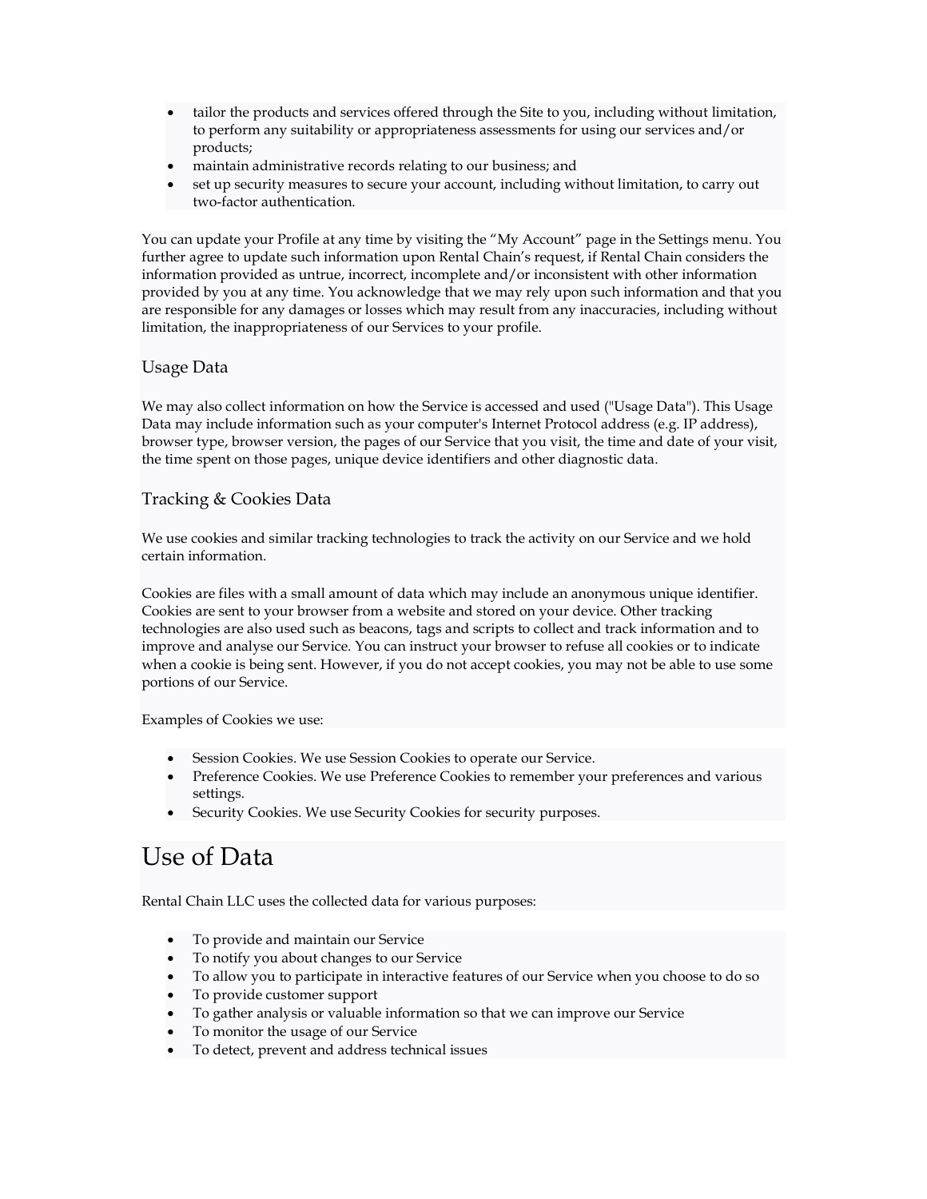- tailor the products and services offered through the Site to you, including without limitation, to perform any suitability or appropriateness assessments for using our services and/or products;
- maintain administrative records relating to our business; and
- set up security measures to secure your account, including without limitation, to carry out two-factor authentication.

You can update your Profile at any time by visiting the "My Account" page in the Settings menu. You further agree to update such information upon Rental Chain's request, if Rental Chain considers the information provided as untrue, incorrect, incomplete and/or inconsistent with other information provided by you at any time. You acknowledge that we may rely upon such information and that you are responsible for any damages or losses which may result from any inaccuracies, including without limitation, the inappropriateness of our Services to your profile.

### Usage Data

We may also collect information on how the Service is accessed and used ("Usage Data"). This Usage Data may include information such as your computer's Internet Protocol address (e.g. IP address), browser type, browser version, the pages of our Service that you visit, the time and date of your visit, the time spent on those pages, unique device identifiers and other diagnostic data.

### Tracking & Cookies Data

We use cookies and similar tracking technologies to track the activity on our Service and we hold certain information.

Cookies are files with a small amount of data which may include an anonymous unique identifier. Cookies are sent to your browser from a website and stored on your device. Other tracking technologies are also used such as beacons, tags and scripts to collect and track information and to improve and analyse our Service. You can instruct your browser to refuse all cookies or to indicate when a cookie is being sent. However, if you do not accept cookies, you may not be able to use some portions of our Service.

Examples of Cookies we use:

- Session Cookies. We use Session Cookies to operate our Service.
- Preference Cookies. We use Preference Cookies to remember your preferences and various settings.
- Security Cookies. We use Security Cookies for security purposes.

# Use of Data

Rental Chain LLC uses the collected data for various purposes:

- To provide and maintain our Service
- To notify you about changes to our Service
- To allow you to participate in interactive features of our Service when you choose to do so
- To provide customer support
- To gather analysis or valuable information so that we can improve our Service
- To monitor the usage of our Service
- To detect, prevent and address technical issues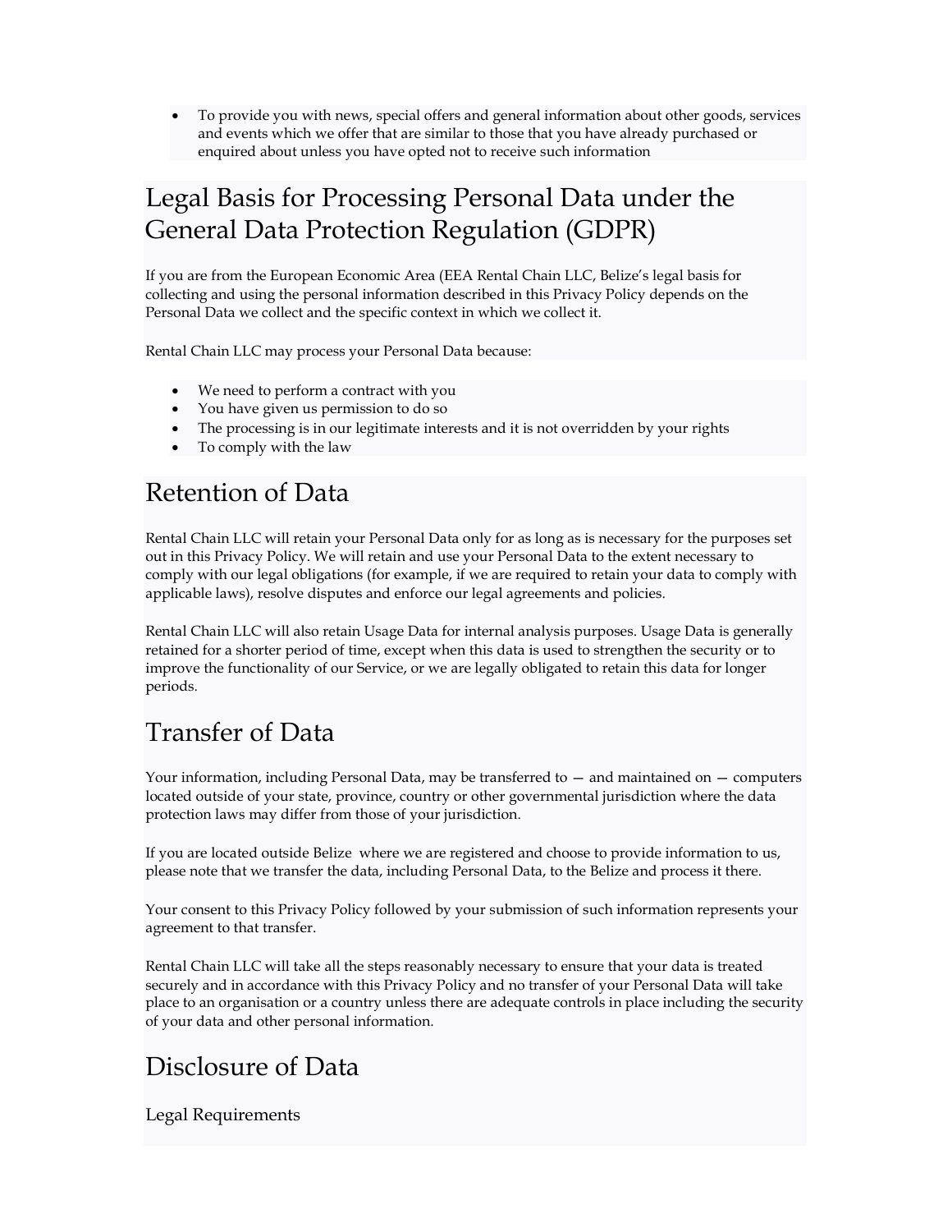- To provide you with news, special offers and general information about other goods, services and events which we offer that are similar to those that you have already purchased or enquired about unless you have opted not to receive such information

# Legal Basis for Processing Personal Data under the General Data Protection Regulation (GDPR)

If you are from the European Economic Area (EEA Rental Chain LLC, Belize's legal basis for collecting and using the personal information described in this Privacy Policy depends on the Personal Data we collect and the specific context in which we collect it.

Rental Chain LLC may process your Personal Data because:

- We need to perform a contract with you
- You have given us permission to do so
- The processing is in our legitimate interests and it is not overridden by your rights
- To comply with the law

# Retention of Data

Rental Chain LLC will retain your Personal Data only for as long as is necessary for the purposes set out in this Privacy Policy. We will retain and use your Personal Data to the extent necessary to comply with our legal obligations (for example, if we are required to retain your data to comply with applicable laws), resolve disputes and enforce our legal agreements and policies.

Rental Chain LLC will also retain Usage Data for internal analysis purposes. Usage Data is generally retained for a shorter period of time, except when this data is used to strengthen the security or to improve the functionality of our Service, or we are legally obligated to retain this data for longer periods.

# Transfer of Data

Your information, including Personal Data, may be transferred to — and maintained on — computers located outside of your state, province, country or other governmental jurisdiction where the data protection laws may differ from those of your jurisdiction.

If you are located outside Belize where we are registered and choose to provide information to us, please note that we transfer the data, including Personal Data, to the Belize and process it there.

Your consent to this Privacy Policy followed by your submission of such information represents your agreement to that transfer.

Rental Chain LLC will take all the steps reasonably necessary to ensure that your data is treated securely and in accordance with this Privacy Policy and no transfer of your Personal Data will take place to an organisation or a country unless there are adequate controls in place including the security of your data and other personal information.

# Disclosure of Data

## Legal Requirements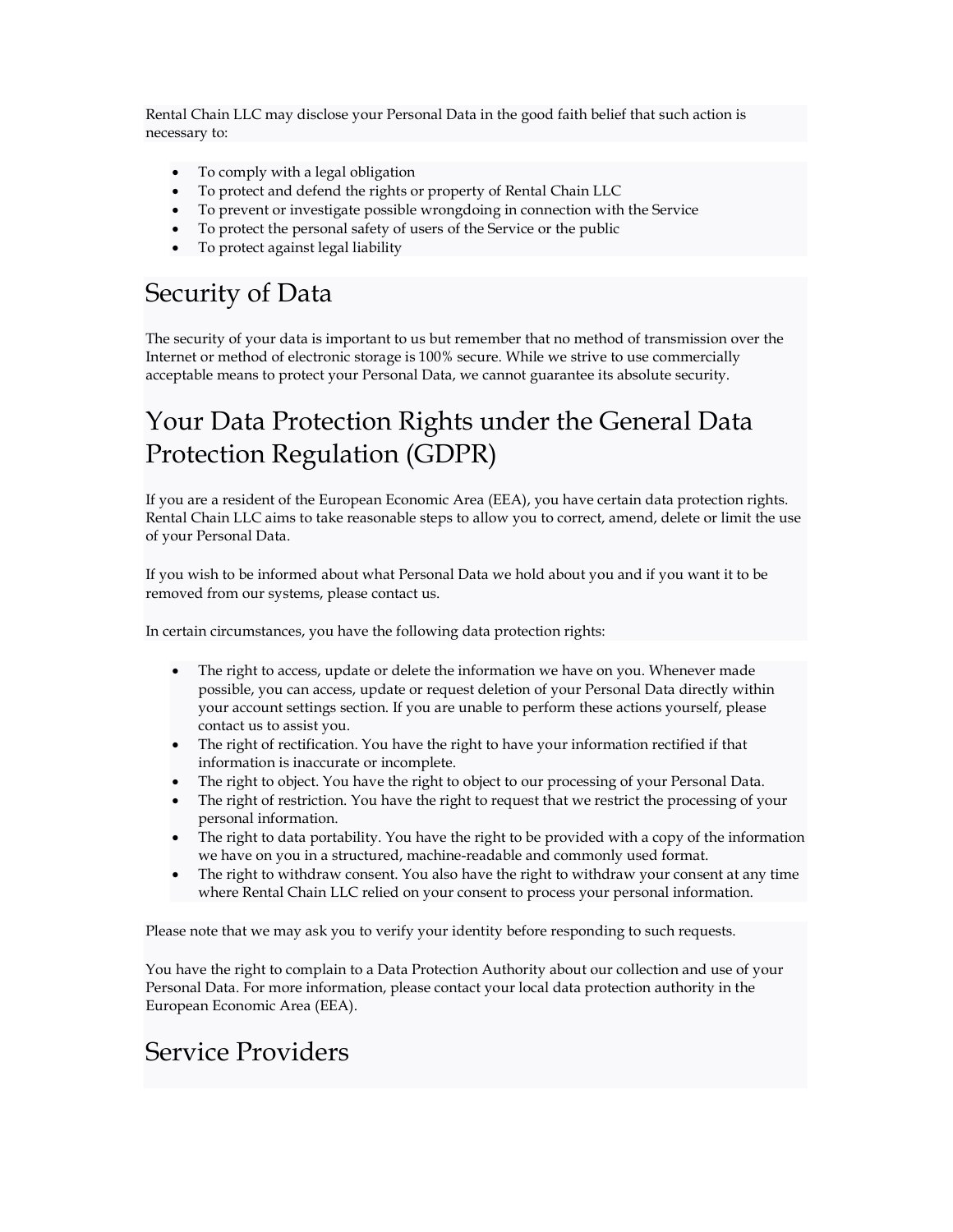Rental Chain LLC may disclose your Personal Data in the good faith belief that such action is necessary to:

- To comply with a legal obligation
- To protect and defend the rights or property of Rental Chain LLC
- To prevent or investigate possible wrongdoing in connection with the Service
- To protect the personal safety of users of the Service or the public
- To protect against legal liability

# Security of Data

The security of your data is important to us but remember that no method of transmission over the Internet or method of electronic storage is 100% secure. While we strive to use commercially acceptable means to protect your Personal Data, we cannot guarantee its absolute security.

# Your Data Protection Rights under the General Data Protection Regulation (GDPR)

If you are a resident of the European Economic Area (EEA), you have certain data protection rights. Rental Chain LLC aims to take reasonable steps to allow you to correct, amend, delete or limit the use of your Personal Data.

If you wish to be informed about what Personal Data we hold about you and if you want it to be removed from our systems, please contact us.

In certain circumstances, you have the following data protection rights:

- The right to access, update or delete the information we have on you. Whenever made possible, you can access, update or request deletion of your Personal Data directly within your account settings section. If you are unable to perform these actions yourself, please contact us to assist you.
- The right of rectification. You have the right to have your information rectified if that information is inaccurate or incomplete.
- The right to object. You have the right to object to our processing of your Personal Data.
- The right of restriction. You have the right to request that we restrict the processing of your personal information.
- The right to data portability. You have the right to be provided with a copy of the information we have on you in a structured, machine-readable and commonly used format.
- The right to withdraw consent. You also have the right to withdraw your consent at any time where Rental Chain LLC relied on your consent to process your personal information.

Please note that we may ask you to verify your identity before responding to such requests.

You have the right to complain to a Data Protection Authority about our collection and use of your Personal Data. For more information, please contact your local data protection authority in the European Economic Area (EEA).

# Service Providers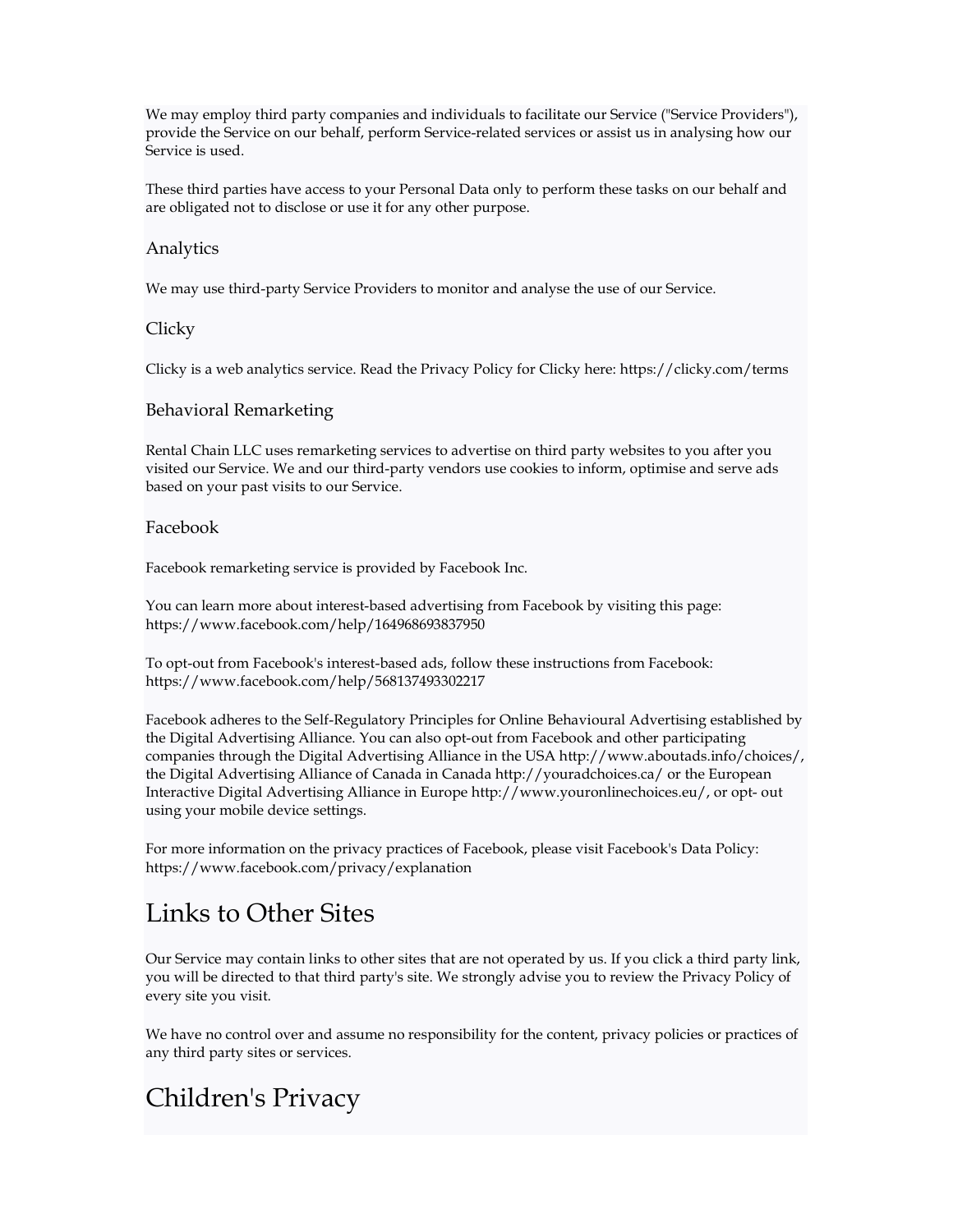We may employ third party companies and individuals to facilitate our Service ("Service Providers"), provide the Service on our behalf, perform Service-related services or assist us in analysing how our Service is used.

These third parties have access to your Personal Data only to perform these tasks on our behalf and are obligated not to disclose or use it for any other purpose.

### Analytics

We may use third-party Service Providers to monitor and analyse the use of our Service.

### Clicky

Clicky is a web analytics service. Read the Privacy Policy for Clicky here: https://clicky.com/terms

### Behavioral Remarketing

Rental Chain LLC uses remarketing services to advertise on third party websites to you after you visited our Service. We and our third-party vendors use cookies to inform, optimise and serve ads based on your past visits to our Service.

### Facebook

Facebook remarketing service is provided by Facebook Inc.

You can learn more about interest-based advertising from Facebook by visiting this page: https://www.facebook.com/help/164968693837950

To opt-out from Facebook's interest-based ads, follow these instructions from Facebook: https://www.facebook.com/help/568137493302217

Facebook adheres to the Self-Regulatory Principles for Online Behavioural Advertising established by the Digital Advertising Alliance. You can also opt-out from Facebook and other participating companies through the Digital Advertising Alliance in the USA http://www.aboutads.info/choices/, the Digital Advertising Alliance of Canada in Canada http://youradchoices.ca/ or the European Interactive Digital Advertising Alliance in Europe http://www.youronlinechoices.eu/, or opt- out using your mobile device settings.

For more information on the privacy practices of Facebook, please visit Facebook's Data Policy: https://www.facebook.com/privacy/explanation

## Links to Other Sites

Our Service may contain links to other sites that are not operated by us. If you click a third party link, you will be directed to that third party's site. We strongly advise you to review the Privacy Policy of every site you visit.

We have no control over and assume no responsibility for the content, privacy policies or practices of any third party sites or services.

## Children's Privacy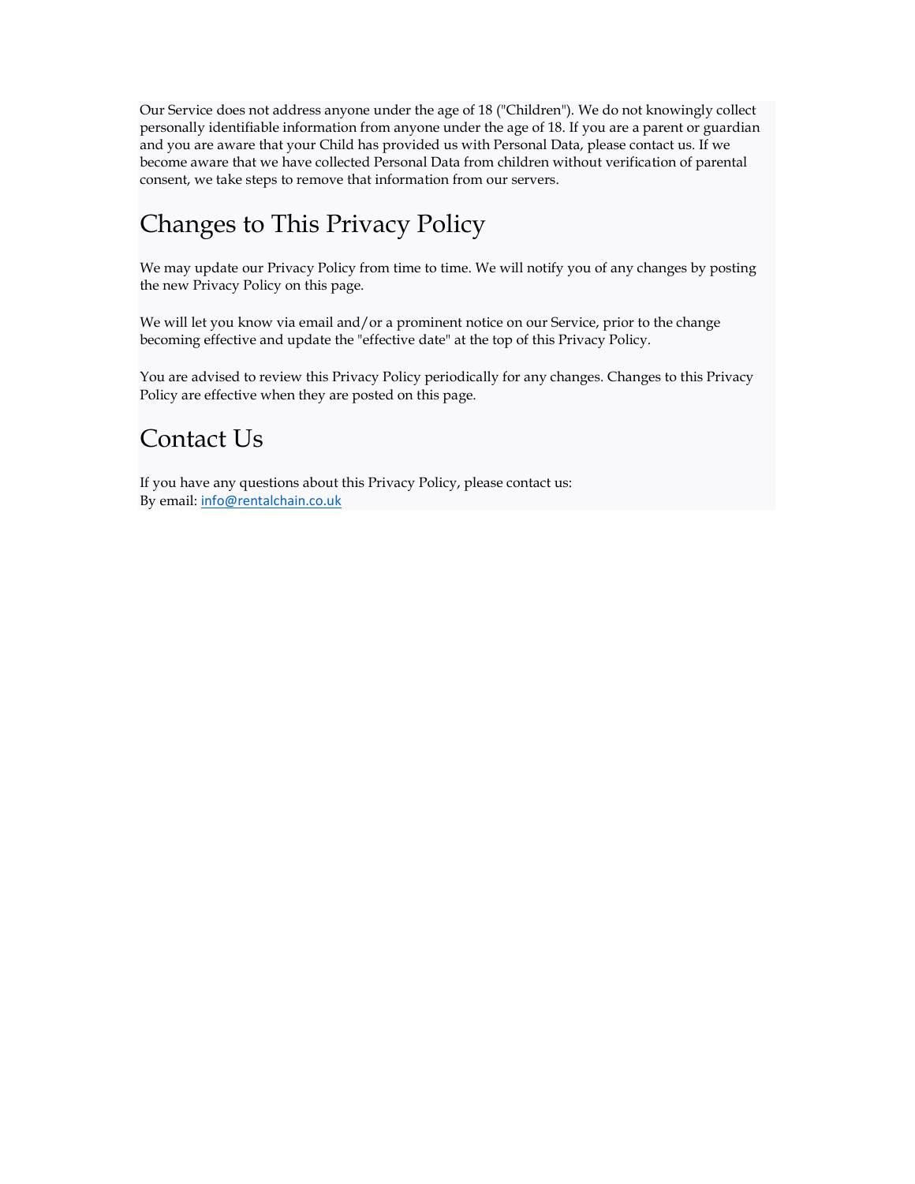Our Service does not address anyone under the age of 18 ("Children"). We do not knowingly collect personally identifiable information from anyone under the age of 18. If you are a parent or guardian and you are aware that your Child has provided us with Personal Data, please contact us. If we become aware that we have collected Personal Data from children without verification of parental consent, we take steps to remove that information from our servers.

## Changes to This Privacy Policy

We may update our Privacy Policy from time to time. We will notify you of any changes by posting the new Privacy Policy on this page.

We will let you know via email and/or a prominent notice on our Service, prior to the change becoming effective and update the "effective date" at the top of this Privacy Policy.

You are advised to review this Privacy Policy periodically for any changes. Changes to this Privacy Policy are effective when they are posted on this page.

## Contact Us

If you have any questions about this Privacy Policy, please contact us:
By email: info@rentalchain.co.uk